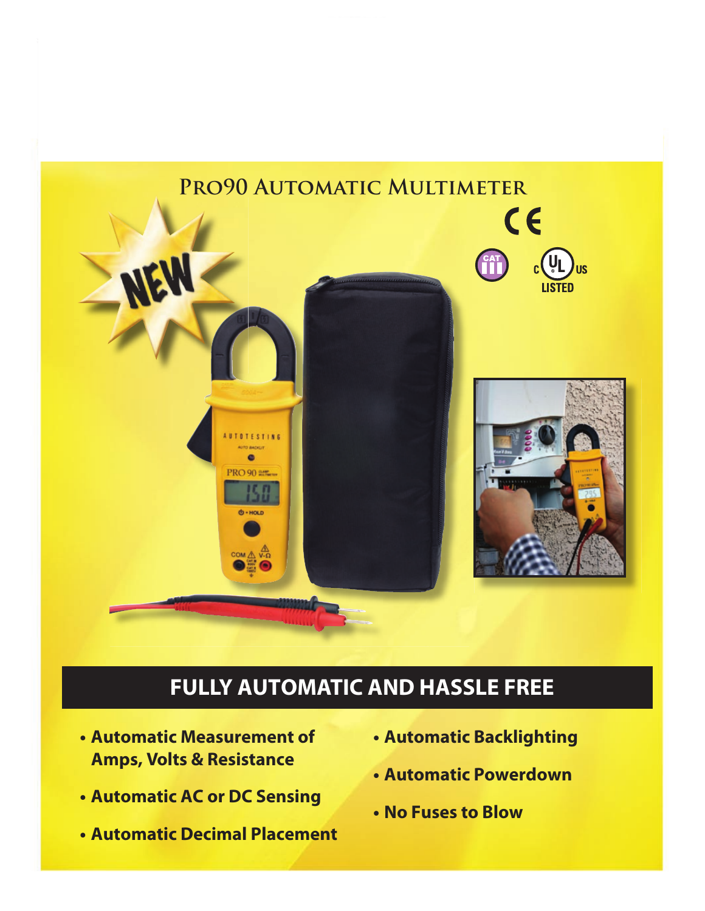# Pro90 Automatic Multimeter

NEW

## FULLY AUTOMATIC AND HASSLE FREE

- **Automatic Measurement of Amps, Volts & Resistance**
- **Automatic AC or DC Sensing**
- **Automatic Decimal Placement**
- **Automatic Backlighting**
- **Automatic Powerdown**
- **No Fuses to Blow**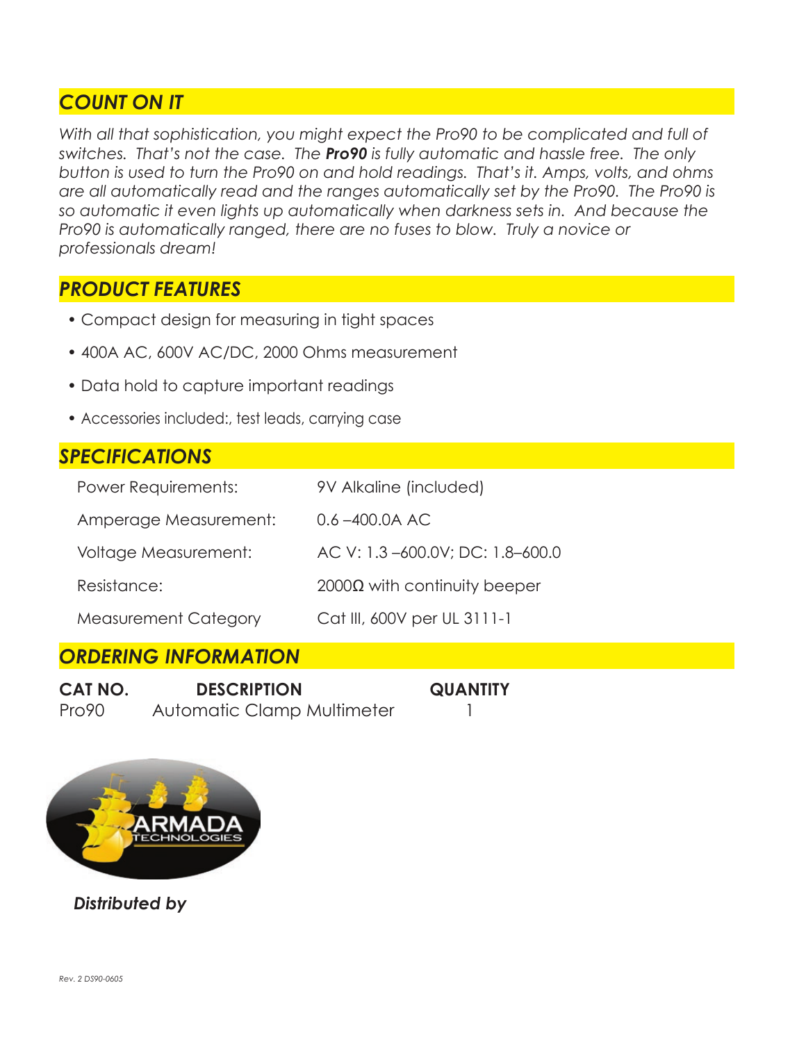## *COUNT ON IT*

*With all that sophistication, you might expect the Pro90 to be complicated and full of switches. That's not the case. The **Pro90** is fully automatic and hassle free. The only button is used to turn the Pro90 on and hold readings. That's it. Amps, volts, and ohms are all automatically read and the ranges automatically set by the Pro90. The Pro90 is so automatic it even lights up automatically when darkness sets in. And because the Pro90 is automatically ranged, there are no fuses to blow. Truly a novice or professionals dream!*

## *PRODUCT FEATURES*

- Compact design for measuring in tight spaces
- 400A AC, 600V AC/DC, 2000 Ohms measurement
- Data hold to capture important readings
- Accessories included:, test leads, carrying case

## *SPECIFICATIONS*

| | |
|---|---|
| Power Requirements: | 9V Alkaline (included) |
| Amperage Measurement: | 0.6 –400.0A AC |
| Voltage Measurement: | AC V: 1.3 –600.0V; DC: 1.8–600.0 |
| Resistance: | 2000Ω with continuity beeper |
| Measurement Category | Cat III, 600V per UL 3111-1 |

## *ORDERING INFORMATION*

| **CAT NO.** | **DESCRIPTION** | **QUANTITY** |
|---|---|---|
| Pro90 | Automatic Clamp Multimeter | 1 |

ARMADA TECHNOLOGIES

***Distributed by***

*Rev. 2 DS90-0605*